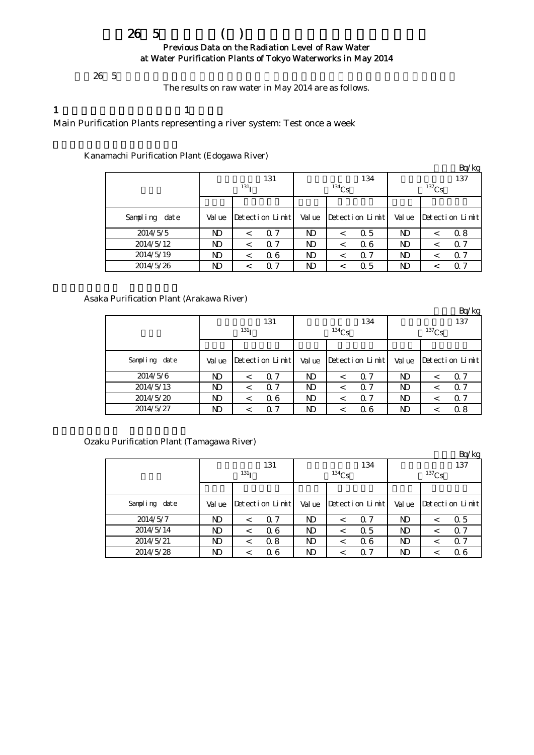# 26 5 ( )

**Previous Data on the Radiation Level of Raw Water at Water Purification Plants of Tokyo Waterworks in May 2014**

26 5

The results on raw water in May 2014 are as follows.

1 1

Main Purification Plants representing a river system: Test once a week

Kanamachi Purification Plant (Edogawa River)

Bq/kg

| | 131 $^{131}I$ | | 134 $^{134}Cs$ | | 137 $^{137}Cs$ | |
|---|---|---|---|---|---|---|
| Sampling date | Value | Detection Limit | Value | Detection Limit | Value | Detection Limit |
| 2014/5/5 | ND | < 0.7 | ND | < 0.5 | ND | < 0.8 |
| 2014/5/12 | ND | < 0.7 | ND | < 0.6 | ND | < 0.7 |
| 2014/5/19 | ND | < 0.6 | ND | < 0.7 | ND | < 0.7 |
| 2014/5/26 | ND | < 0.7 | ND | < 0.5 | ND | < 0.7 |

Asaka Purification Plant (Arakawa River)

Bq/kg

| | 131 $^{131}I$ | | 134 $^{134}Cs$ | | 137 $^{137}Cs$ | |
|---|---|---|---|---|---|---|
| Sampling date | Value | Detection Limit | Value | Detection Limit | Value | Detection Limit |
| 2014/5/6 | ND | < 0.7 | ND | < 0.7 | ND | < 0.7 |
| 2014/5/13 | ND | < 0.7 | ND | < 0.7 | ND | < 0.7 |
| 2014/5/20 | ND | < 0.6 | ND | < 0.7 | ND | < 0.7 |
| 2014/5/27 | ND | < 0.7 | ND | < 0.6 | ND | < 0.8 |

Ozaku Purification Plant (Tamagawa River)

Bq/kg

| | 131 $^{131}I$ | | 134 $^{134}Cs$ | | 137 $^{137}Cs$ | |
|---|---|---|---|---|---|---|
| Sampling date | Value | Detection Limit | Value | Detection Limit | Value | Detection Limit |
| 2014/5/7 | ND | < 0.7 | ND | < 0.7 | ND | < 0.5 |
| 2014/5/14 | ND | < 0.6 | ND | < 0.5 | ND | < 0.7 |
| 2014/5/21 | ND | < 0.8 | ND | < 0.6 | ND | < 0.7 |
| 2014/5/28 | ND | < 0.6 | ND | < 0.7 | ND | < 0.6 |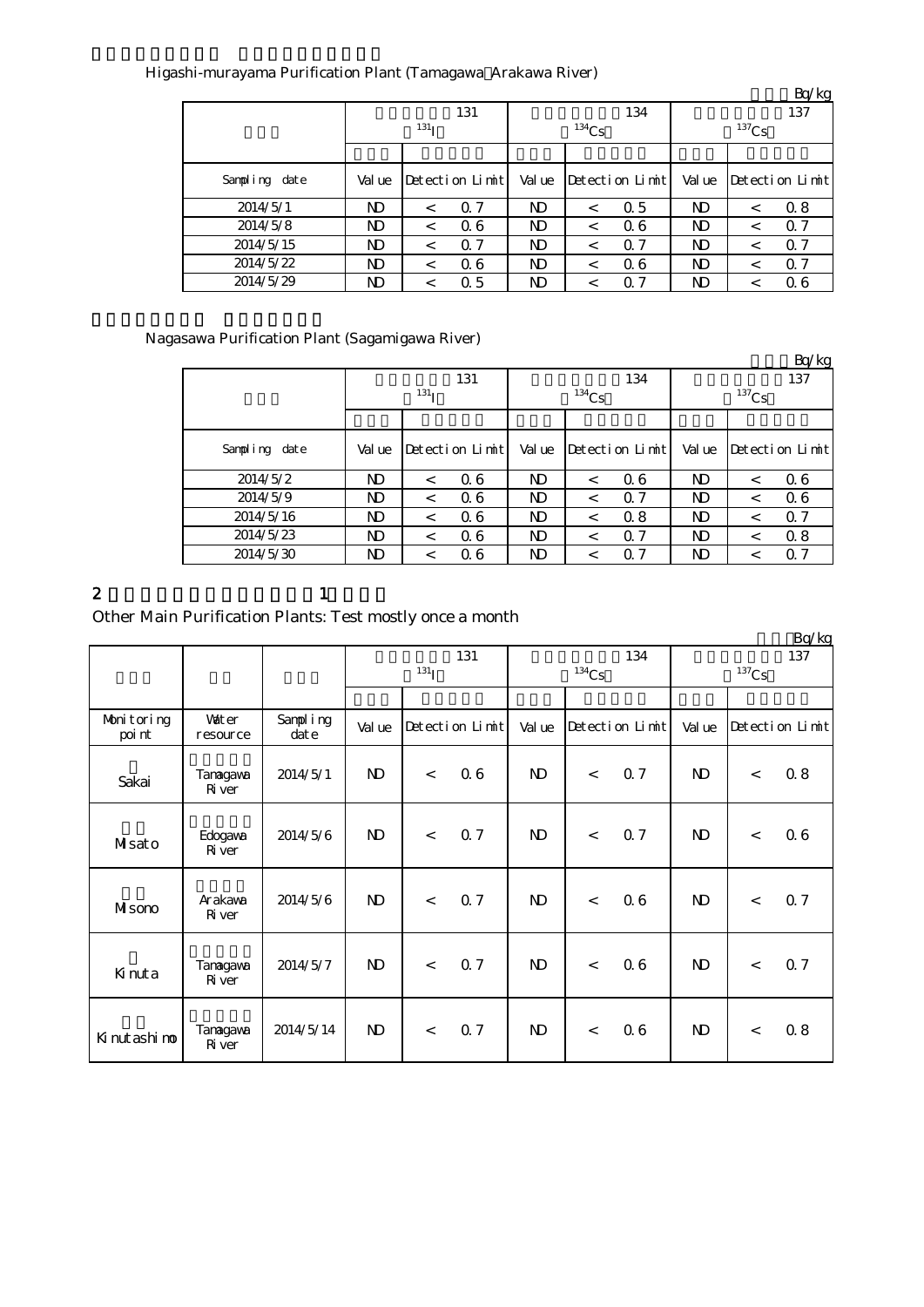Higashi-murayama Purification Plant (Tamagawa Arakawa River)

Bq/kg

| | 131 $^{131}$I | | 134 $^{134}$Cs | | 137 $^{137}$Cs | |
|---|---|---|---|---|---|---|
| Sampling date | Value | Detection Limit | Value | Detection Limit | Value | Detection Limit |
| 2014/5/1 | ND | < 0.7 | ND | < 0.5 | ND | < 0.8 |
| 2014/5/8 | ND | < 0.6 | ND | < 0.6 | ND | < 0.7 |
| 2014/5/15 | ND | < 0.7 | ND | < 0.7 | ND | < 0.7 |
| 2014/5/22 | ND | < 0.6 | ND | < 0.6 | ND | < 0.7 |
| 2014/5/29 | ND | < 0.5 | ND | < 0.7 | ND | < 0.6 |

Nagasawa Purification Plant (Sagamigawa River)

Bq/kg

| | 131 $^{131}$I | | 134 $^{134}$Cs | | 137 $^{137}$Cs | |
|---|---|---|---|---|---|---|
| Sampling date | Value | Detection Limit | Value | Detection Limit | Value | Detection Limit |
| 2014/5/2 | ND | < 0.6 | ND | < 0.6 | ND | < 0.6 |
| 2014/5/9 | ND | < 0.6 | ND | < 0.7 | ND | < 0.6 |
| 2014/5/16 | ND | < 0.6 | ND | < 0.8 | ND | < 0.7 |
| 2014/5/23 | ND | < 0.6 | ND | < 0.7 | ND | < 0.8 |
| 2014/5/30 | ND | < 0.6 | ND | < 0.7 | ND | < 0.7 |

## 2 1

Other Main Purification Plants: Test mostly once a month

Bq/kg

| | | | 131 $^{131}$I | | 134 $^{134}$Cs | | 137 $^{137}$Cs | |
|---|---|---|---|---|---|---|---|---|
| Monitoring point | Water resource | Sampling date | Value | Detection Limit | Value | Detection Limit | Value | Detection Limit |
| Sakai | Tamagawa River | 2014/5/1 | ND | < 0.6 | ND | < 0.7 | ND | < 0.8 |
| Misato | Edogawa River | 2014/5/6 | ND | < 0.7 | ND | < 0.7 | ND | < 0.6 |
| Misono | Arakawa River | 2014/5/6 | ND | < 0.7 | ND | < 0.6 | ND | < 0.7 |
| Kinuta | Tamagawa River | 2014/5/7 | ND | < 0.7 | ND | < 0.6 | ND | < 0.7 |
| Kinutashimo | Tamagawa River | 2014/5/14 | ND | < 0.7 | ND | < 0.6 | ND | < 0.8 |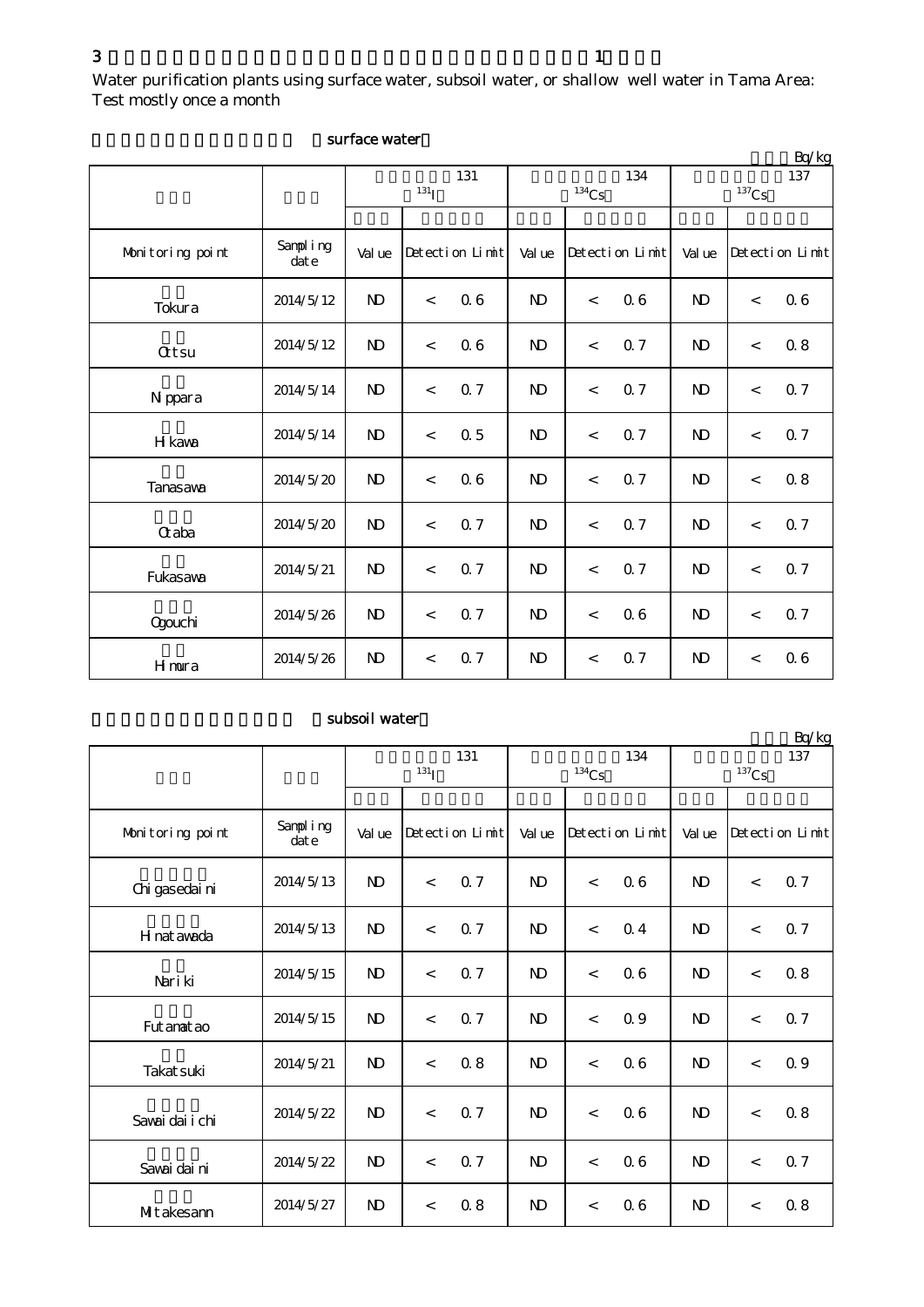3 1

Water purification plants using surface water, subsoil water, or shallow well water in Tama Area: Test mostly once a month

surface water

Bq/kg

| | | 131 $^{131}$I | | | 134 $^{134}$Cs | | | 137 $^{137}$Cs | | |
|---|---|---|---|---|---|---|---|---|---|---|
| Monitoring point | Sampling date | Value | Detection Limit | | Value | Detection Limit | | Value | Detection Limit | |
| Tokura | 2014/5/12 | ND | < | 0.6 | ND | < | 0.6 | ND | < | 0.6 |
| Ottsu | 2014/5/12 | ND | < | 0.6 | ND | < | 0.7 | ND | < | 0.8 |
| Nippara | 2014/5/14 | ND | < | 0.7 | ND | < | 0.7 | ND | < | 0.7 |
| Hikawa | 2014/5/14 | ND | < | 0.5 | ND | < | 0.7 | ND | < | 0.7 |
| Tanasawa | 2014/5/20 | ND | < | 0.6 | ND | < | 0.7 | ND | < | 0.8 |
| Otaba | 2014/5/20 | ND | < | 0.7 | ND | < | 0.7 | ND | < | 0.7 |
| Fukasawa | 2014/5/21 | ND | < | 0.7 | ND | < | 0.7 | ND | < | 0.7 |
| Ogouchi | 2014/5/26 | ND | < | 0.7 | ND | < | 0.6 | ND | < | 0.7 |
| Himura | 2014/5/26 | ND | < | 0.7 | ND | < | 0.7 | ND | < | 0.6 |

subsoil water

Bq/kg

| | | 131 $^{131}$I | | | 134 $^{134}$Cs | | | 137 $^{137}$Cs | | |
|---|---|---|---|---|---|---|---|---|---|---|
| Monitoring point | Sampling date | Value | Detection Limit | | Value | Detection Limit | | Value | Detection Limit | |
| Chigasedaini | 2014/5/13 | ND | < | 0.7 | ND | < | 0.6 | ND | < | 0.7 |
| Hinatawada | 2014/5/13 | ND | < | 0.7 | ND | < | 0.4 | ND | < | 0.7 |
| Nariki | 2014/5/15 | ND | < | 0.7 | ND | < | 0.6 | ND | < | 0.8 |
| Futamatao | 2014/5/15 | ND | < | 0.7 | ND | < | 0.9 | ND | < | 0.7 |
| Takatsuki | 2014/5/21 | ND | < | 0.8 | ND | < | 0.6 | ND | < | 0.9 |
| Sawaidaiichi | 2014/5/22 | ND | < | 0.7 | ND | < | 0.6 | ND | < | 0.8 |
| Sawaidaini | 2014/5/22 | ND | < | 0.7 | ND | < | 0.6 | ND | < | 0.7 |
| Mitakesann | 2014/5/27 | ND | < | 0.8 | ND | < | 0.6 | ND | < | 0.8 |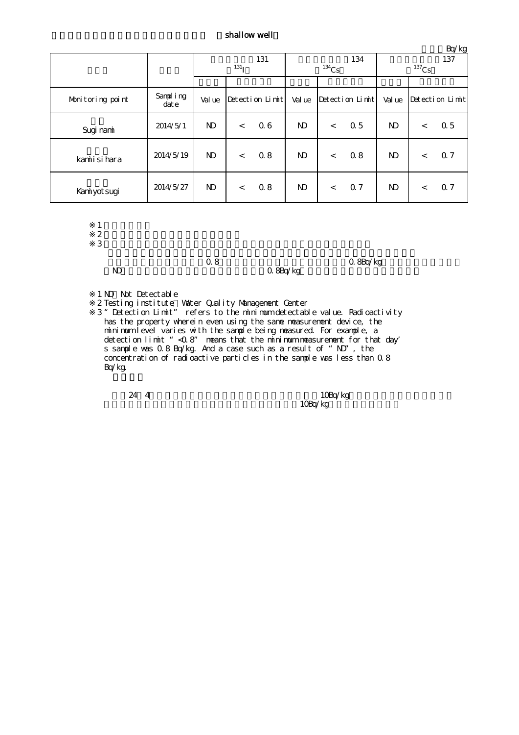（shallow well）

Bq/kg

| | | 131 $^{131}I$ | | 134 $^{134}Cs$ | | 137 $^{137}Cs$ | |
|---|---|---|---|---|---|---|---|
| Monitoring point | Sampling date | Value | Detection Limit | Value | Detection Limit | Value | Detection Limit |
| Suginami | 2014/5/1 | ND | < 0.6 | ND | < 0.5 | ND | < 0.5 |
| kamiisihara | 2014/5/19 | ND | < 0.8 | ND | < 0.8 | ND | < 0.7 |
| Kamiyotsugi | 2014/5/27 | ND | < 0.8 | ND | < 0.7 | ND | < 0.7 |

※1

※2

※3

0.8　0.8Bq/kg

ND　0.8Bq/kg

※1 ND Not Detectable

※2 Testing institute Water Quality Management Center

※3 "Detection Limit" refers to the minimum detectable value. Radioactivity has the property wherein even using the same measurement device, the minimum level varies with the sample being measured. For example, a detection limit "<0.8" means that the minimum measurement for that day's sample was 0.8 Bq/kg. And a case such as a result of "ND", the concentration of radioactive particles in the sample was less than 0.8 Bq/kg.

24 4　10Bq/kg

10Bq/kg